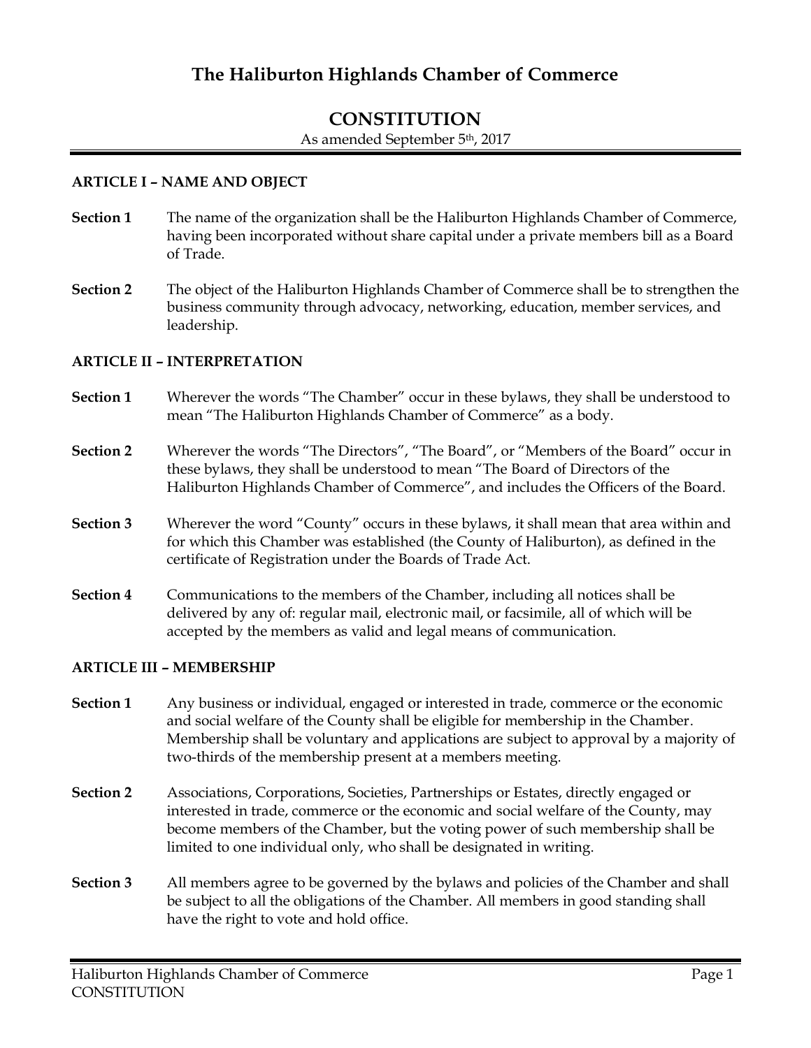# The Haliburton Highlands Chamber of Commerce

## CONSTITUTION

As amended September 5th, 2017

### ARTICLE I – NAME AND OBJECT

**Section 1** The name of the organization shall be the Haliburton Highlands Chamber of Commerce, having been incorporated without share capital under a private members bill as a Board of Trade.

**Section 2** The object of the Haliburton Highlands Chamber of Commerce shall be to strengthen the business community through advocacy, networking, education, member services, and leadership.

### ARTICLE II – INTERPRETATION

**Section 1** Wherever the words "The Chamber" occur in these bylaws, they shall be understood to mean "The Haliburton Highlands Chamber of Commerce" as a body.

**Section 2** Wherever the words "The Directors", "The Board", or "Members of the Board" occur in these bylaws, they shall be understood to mean "The Board of Directors of the Haliburton Highlands Chamber of Commerce", and includes the Officers of the Board.

**Section 3** Wherever the word "County" occurs in these bylaws, it shall mean that area within and for which this Chamber was established (the County of Haliburton), as defined in the certificate of Registration under the Boards of Trade Act.

**Section 4** Communications to the members of the Chamber, including all notices shall be delivered by any of: regular mail, electronic mail, or facsimile, all of which will be accepted by the members as valid and legal means of communication.

### ARTICLE III – MEMBERSHIP

**Section 1** Any business or individual, engaged or interested in trade, commerce or the economic and social welfare of the County shall be eligible for membership in the Chamber. Membership shall be voluntary and applications are subject to approval by a majority of two-thirds of the membership present at a members meeting.

**Section 2** Associations, Corporations, Societies, Partnerships or Estates, directly engaged or interested in trade, commerce or the economic and social welfare of the County, may become members of the Chamber, but the voting power of such membership shall be limited to one individual only, who shall be designated in writing.

**Section 3** All members agree to be governed by the bylaws and policies of the Chamber and shall be subject to all the obligations of the Chamber. All members in good standing shall have the right to vote and hold office.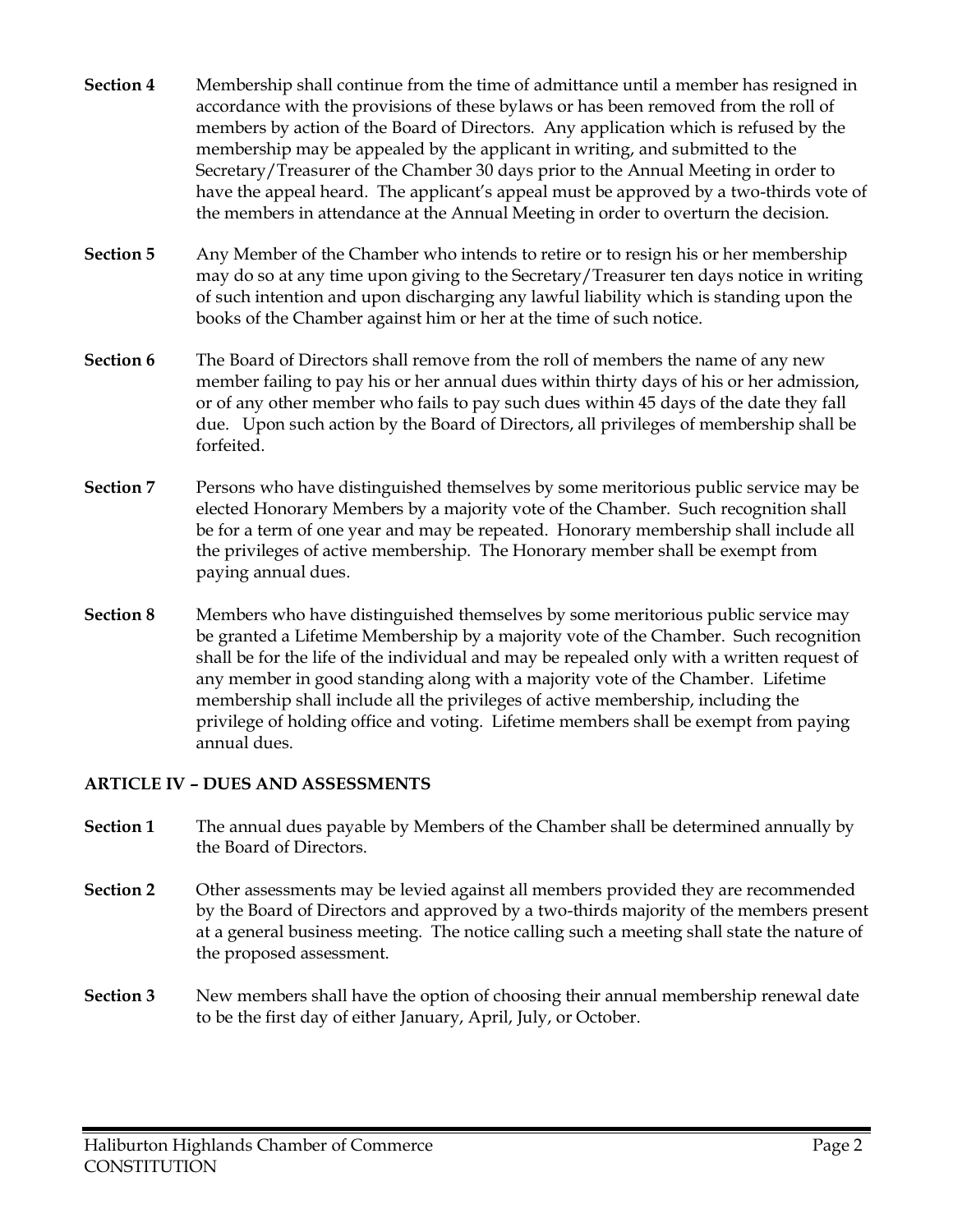**Section 4** Membership shall continue from the time of admittance until a member has resigned in accordance with the provisions of these bylaws or has been removed from the roll of members by action of the Board of Directors. Any application which is refused by the membership may be appealed by the applicant in writing, and submitted to the Secretary/Treasurer of the Chamber 30 days prior to the Annual Meeting in order to have the appeal heard. The applicant's appeal must be approved by a two-thirds vote of the members in attendance at the Annual Meeting in order to overturn the decision.

**Section 5** Any Member of the Chamber who intends to retire or to resign his or her membership may do so at any time upon giving to the Secretary/Treasurer ten days notice in writing of such intention and upon discharging any lawful liability which is standing upon the books of the Chamber against him or her at the time of such notice.

**Section 6** The Board of Directors shall remove from the roll of members the name of any new member failing to pay his or her annual dues within thirty days of his or her admission, or of any other member who fails to pay such dues within 45 days of the date they fall due. Upon such action by the Board of Directors, all privileges of membership shall be forfeited.

**Section 7** Persons who have distinguished themselves by some meritorious public service may be elected Honorary Members by a majority vote of the Chamber. Such recognition shall be for a term of one year and may be repeated. Honorary membership shall include all the privileges of active membership. The Honorary member shall be exempt from paying annual dues.

**Section 8** Members who have distinguished themselves by some meritorious public service may be granted a Lifetime Membership by a majority vote of the Chamber. Such recognition shall be for the life of the individual and may be repealed only with a written request of any member in good standing along with a majority vote of the Chamber. Lifetime membership shall include all the privileges of active membership, including the privilege of holding office and voting. Lifetime members shall be exempt from paying annual dues.

## ARTICLE IV – DUES AND ASSESSMENTS

**Section 1** The annual dues payable by Members of the Chamber shall be determined annually by the Board of Directors.

**Section 2** Other assessments may be levied against all members provided they are recommended by the Board of Directors and approved by a two-thirds majority of the members present at a general business meeting. The notice calling such a meeting shall state the nature of the proposed assessment.

**Section 3** New members shall have the option of choosing their annual membership renewal date to be the first day of either January, April, July, or October.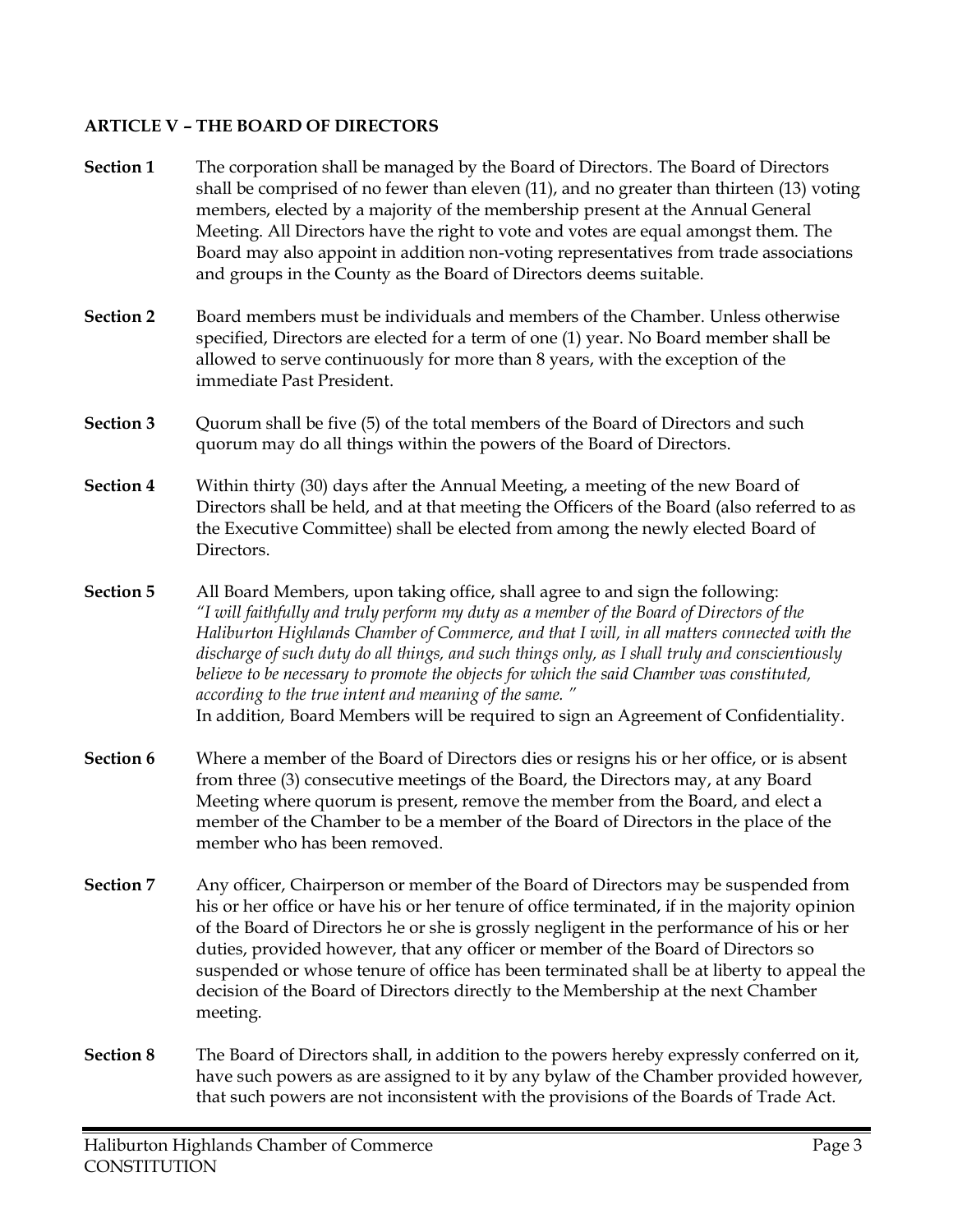**ARTICLE V – THE BOARD OF DIRECTORS**

**Section 1** The corporation shall be managed by the Board of Directors. The Board of Directors shall be comprised of no fewer than eleven (11), and no greater than thirteen (13) voting members, elected by a majority of the membership present at the Annual General Meeting. All Directors have the right to vote and votes are equal amongst them. The Board may also appoint in addition non-voting representatives from trade associations and groups in the County as the Board of Directors deems suitable.

**Section 2** Board members must be individuals and members of the Chamber. Unless otherwise specified, Directors are elected for a term of one (1) year. No Board member shall be allowed to serve continuously for more than 8 years, with the exception of the immediate Past President.

**Section 3** Quorum shall be five (5) of the total members of the Board of Directors and such quorum may do all things within the powers of the Board of Directors.

**Section 4** Within thirty (30) days after the Annual Meeting, a meeting of the new Board of Directors shall be held, and at that meeting the Officers of the Board (also referred to as the Executive Committee) shall be elected from among the newly elected Board of Directors.

**Section 5** All Board Members, upon taking office, shall agree to and sign the following:
*"I will faithfully and truly perform my duty as a member of the Board of Directors of the Haliburton Highlands Chamber of Commerce, and that I will, in all matters connected with the discharge of such duty do all things, and such things only, as I shall truly and conscientiously believe to be necessary to promote the objects for which the said Chamber was constituted, according to the true intent and meaning of the same. "*
In addition, Board Members will be required to sign an Agreement of Confidentiality.

**Section 6** Where a member of the Board of Directors dies or resigns his or her office, or is absent from three (3) consecutive meetings of the Board, the Directors may, at any Board Meeting where quorum is present, remove the member from the Board, and elect a member of the Chamber to be a member of the Board of Directors in the place of the member who has been removed.

**Section 7** Any officer, Chairperson or member of the Board of Directors may be suspended from his or her office or have his or her tenure of office terminated, if in the majority opinion of the Board of Directors he or she is grossly negligent in the performance of his or her duties, provided however, that any officer or member of the Board of Directors so suspended or whose tenure of office has been terminated shall be at liberty to appeal the decision of the Board of Directors directly to the Membership at the next Chamber meeting.

**Section 8** The Board of Directors shall, in addition to the powers hereby expressly conferred on it, have such powers as are assigned to it by any bylaw of the Chamber provided however, that such powers are not inconsistent with the provisions of the Boards of Trade Act.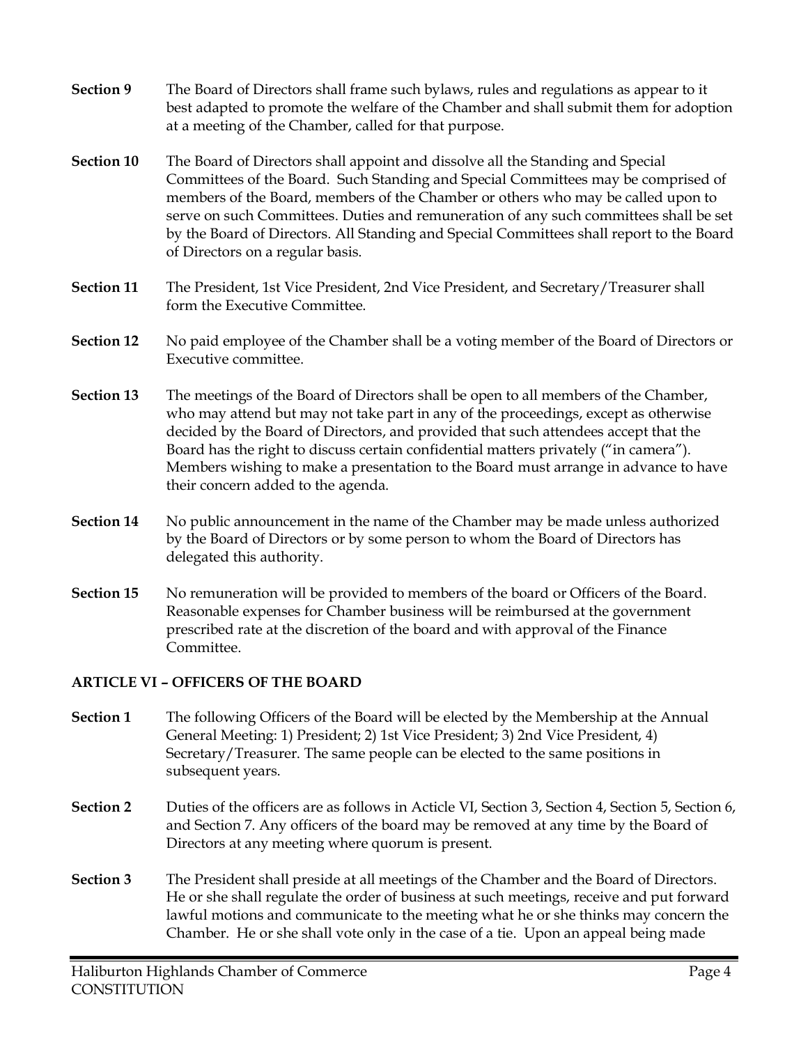**Section 9** The Board of Directors shall frame such bylaws, rules and regulations as appear to it best adapted to promote the welfare of the Chamber and shall submit them for adoption at a meeting of the Chamber, called for that purpose.

**Section 10** The Board of Directors shall appoint and dissolve all the Standing and Special Committees of the Board. Such Standing and Special Committees may be comprised of members of the Board, members of the Chamber or others who may be called upon to serve on such Committees. Duties and remuneration of any such committees shall be set by the Board of Directors. All Standing and Special Committees shall report to the Board of Directors on a regular basis.

**Section 11** The President, 1st Vice President, 2nd Vice President, and Secretary/Treasurer shall form the Executive Committee.

**Section 12** No paid employee of the Chamber shall be a voting member of the Board of Directors or Executive committee.

**Section 13** The meetings of the Board of Directors shall be open to all members of the Chamber, who may attend but may not take part in any of the proceedings, except as otherwise decided by the Board of Directors, and provided that such attendees accept that the Board has the right to discuss certain confidential matters privately ("in camera"). Members wishing to make a presentation to the Board must arrange in advance to have their concern added to the agenda.

**Section 14** No public announcement in the name of the Chamber may be made unless authorized by the Board of Directors or by some person to whom the Board of Directors has delegated this authority.

**Section 15** No remuneration will be provided to members of the board or Officers of the Board. Reasonable expenses for Chamber business will be reimbursed at the government prescribed rate at the discretion of the board and with approval of the Finance Committee.

## ARTICLE VI – OFFICERS OF THE BOARD

**Section 1** The following Officers of the Board will be elected by the Membership at the Annual General Meeting: 1) President; 2) 1st Vice President; 3) 2nd Vice President, 4) Secretary/Treasurer. The same people can be elected to the same positions in subsequent years.

**Section 2** Duties of the officers are as follows in Acticle VI, Section 3, Section 4, Section 5, Section 6, and Section 7. Any officers of the board may be removed at any time by the Board of Directors at any meeting where quorum is present.

**Section 3** The President shall preside at all meetings of the Chamber and the Board of Directors. He or she shall regulate the order of business at such meetings, receive and put forward lawful motions and communicate to the meeting what he or she thinks may concern the Chamber. He or she shall vote only in the case of a tie. Upon an appeal being made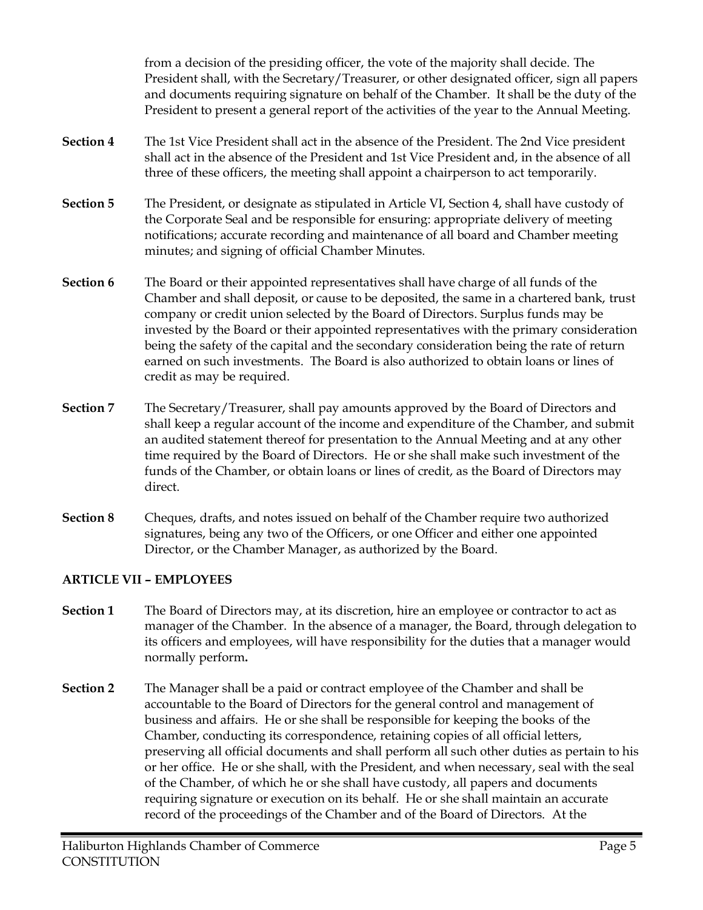from a decision of the presiding officer, the vote of the majority shall decide. The President shall, with the Secretary/Treasurer, or other designated officer, sign all papers and documents requiring signature on behalf of the Chamber. It shall be the duty of the President to present a general report of the activities of the year to the Annual Meeting.

**Section 4** The 1st Vice President shall act in the absence of the President. The 2nd Vice president shall act in the absence of the President and 1st Vice President and, in the absence of all three of these officers, the meeting shall appoint a chairperson to act temporarily.

**Section 5** The President, or designate as stipulated in Article VI, Section 4, shall have custody of the Corporate Seal and be responsible for ensuring: appropriate delivery of meeting notifications; accurate recording and maintenance of all board and Chamber meeting minutes; and signing of official Chamber Minutes.

**Section 6** The Board or their appointed representatives shall have charge of all funds of the Chamber and shall deposit, or cause to be deposited, the same in a chartered bank, trust company or credit union selected by the Board of Directors. Surplus funds may be invested by the Board or their appointed representatives with the primary consideration being the safety of the capital and the secondary consideration being the rate of return earned on such investments. The Board is also authorized to obtain loans or lines of credit as may be required.

**Section 7** The Secretary/Treasurer, shall pay amounts approved by the Board of Directors and shall keep a regular account of the income and expenditure of the Chamber, and submit an audited statement thereof for presentation to the Annual Meeting and at any other time required by the Board of Directors. He or she shall make such investment of the funds of the Chamber, or obtain loans or lines of credit, as the Board of Directors may direct.

**Section 8** Cheques, drafts, and notes issued on behalf of the Chamber require two authorized signatures, being any two of the Officers, or one Officer and either one appointed Director, or the Chamber Manager, as authorized by the Board.

**ARTICLE VII – EMPLOYEES**

**Section 1** The Board of Directors may, at its discretion, hire an employee or contractor to act as manager of the Chamber. In the absence of a manager, the Board, through delegation to its officers and employees, will have responsibility for the duties that a manager would normally perform**.**

**Section 2** The Manager shall be a paid or contract employee of the Chamber and shall be accountable to the Board of Directors for the general control and management of business and affairs. He or she shall be responsible for keeping the books of the Chamber, conducting its correspondence, retaining copies of all official letters, preserving all official documents and shall perform all such other duties as pertain to his or her office. He or she shall, with the President, and when necessary, seal with the seal of the Chamber, of which he or she shall have custody, all papers and documents requiring signature or execution on its behalf. He or she shall maintain an accurate record of the proceedings of the Chamber and of the Board of Directors. At the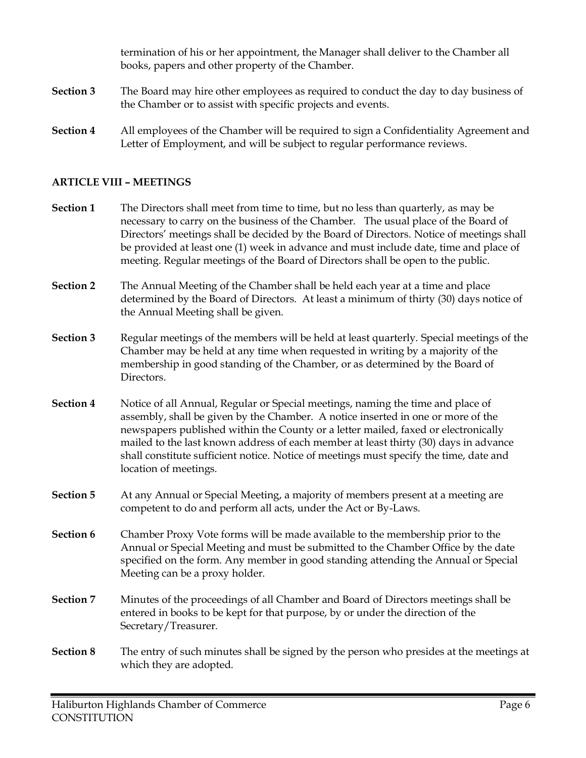termination of his or her appointment, the Manager shall deliver to the Chamber all books, papers and other property of the Chamber.

**Section 3** The Board may hire other employees as required to conduct the day to day business of the Chamber or to assist with specific projects and events.

**Section 4** All employees of the Chamber will be required to sign a Confidentiality Agreement and Letter of Employment, and will be subject to regular performance reviews.

## ARTICLE VIII – MEETINGS

**Section 1** The Directors shall meet from time to time, but no less than quarterly, as may be necessary to carry on the business of the Chamber. The usual place of the Board of Directors' meetings shall be decided by the Board of Directors. Notice of meetings shall be provided at least one (1) week in advance and must include date, time and place of meeting. Regular meetings of the Board of Directors shall be open to the public.

**Section 2** The Annual Meeting of the Chamber shall be held each year at a time and place determined by the Board of Directors. At least a minimum of thirty (30) days notice of the Annual Meeting shall be given.

**Section 3** Regular meetings of the members will be held at least quarterly. Special meetings of the Chamber may be held at any time when requested in writing by a majority of the membership in good standing of the Chamber, or as determined by the Board of Directors.

**Section 4** Notice of all Annual, Regular or Special meetings, naming the time and place of assembly, shall be given by the Chamber. A notice inserted in one or more of the newspapers published within the County or a letter mailed, faxed or electronically mailed to the last known address of each member at least thirty (30) days in advance shall constitute sufficient notice. Notice of meetings must specify the time, date and location of meetings.

**Section 5** At any Annual or Special Meeting, a majority of members present at a meeting are competent to do and perform all acts, under the Act or By-Laws.

**Section 6** Chamber Proxy Vote forms will be made available to the membership prior to the Annual or Special Meeting and must be submitted to the Chamber Office by the date specified on the form. Any member in good standing attending the Annual or Special Meeting can be a proxy holder.

**Section 7** Minutes of the proceedings of all Chamber and Board of Directors meetings shall be entered in books to be kept for that purpose, by or under the direction of the Secretary/Treasurer.

**Section 8** The entry of such minutes shall be signed by the person who presides at the meetings at which they are adopted.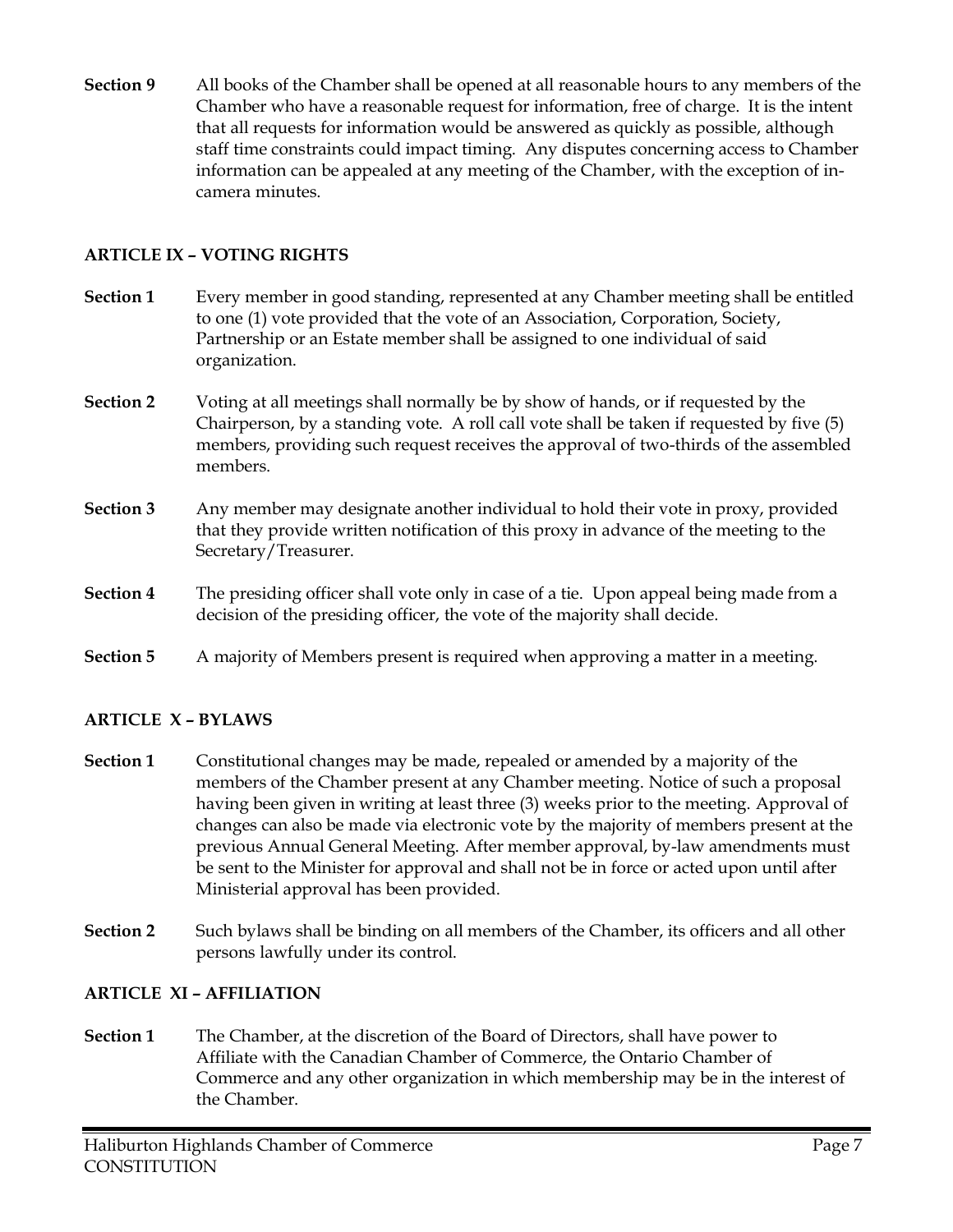**Section 9** All books of the Chamber shall be opened at all reasonable hours to any members of the Chamber who have a reasonable request for information, free of charge. It is the intent that all requests for information would be answered as quickly as possible, although staff time constraints could impact timing. Any disputes concerning access to Chamber information can be appealed at any meeting of the Chamber, with the exception of in-camera minutes.

## ARTICLE IX – VOTING RIGHTS

**Section 1** Every member in good standing, represented at any Chamber meeting shall be entitled to one (1) vote provided that the vote of an Association, Corporation, Society, Partnership or an Estate member shall be assigned to one individual of said organization.

**Section 2** Voting at all meetings shall normally be by show of hands, or if requested by the Chairperson, by a standing vote. A roll call vote shall be taken if requested by five (5) members, providing such request receives the approval of two-thirds of the assembled members.

**Section 3** Any member may designate another individual to hold their vote in proxy, provided that they provide written notification of this proxy in advance of the meeting to the Secretary/Treasurer.

**Section 4** The presiding officer shall vote only in case of a tie. Upon appeal being made from a decision of the presiding officer, the vote of the majority shall decide.

**Section 5** A majority of Members present is required when approving a matter in a meeting.

## ARTICLE X – BYLAWS

**Section 1** Constitutional changes may be made, repealed or amended by a majority of the members of the Chamber present at any Chamber meeting. Notice of such a proposal having been given in writing at least three (3) weeks prior to the meeting. Approval of changes can also be made via electronic vote by the majority of members present at the previous Annual General Meeting. After member approval, by-law amendments must be sent to the Minister for approval and shall not be in force or acted upon until after Ministerial approval has been provided.

**Section 2** Such bylaws shall be binding on all members of the Chamber, its officers and all other persons lawfully under its control.

## ARTICLE XI – AFFILIATION

**Section 1** The Chamber, at the discretion of the Board of Directors, shall have power to Affiliate with the Canadian Chamber of Commerce, the Ontario Chamber of Commerce and any other organization in which membership may be in the interest of the Chamber.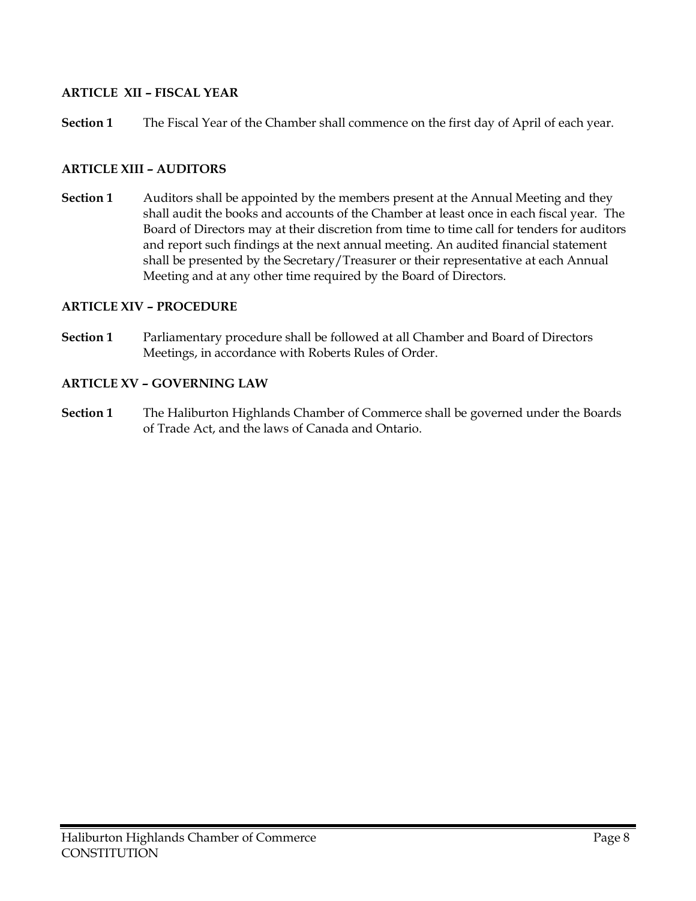**ARTICLE XII – FISCAL YEAR**

**Section 1** The Fiscal Year of the Chamber shall commence on the first day of April of each year.

**ARTICLE XIII – AUDITORS**

**Section 1** Auditors shall be appointed by the members present at the Annual Meeting and they shall audit the books and accounts of the Chamber at least once in each fiscal year. The Board of Directors may at their discretion from time to time call for tenders for auditors and report such findings at the next annual meeting. An audited financial statement shall be presented by the Secretary/Treasurer or their representative at each Annual Meeting and at any other time required by the Board of Directors.

**ARTICLE XIV – PROCEDURE**

**Section 1** Parliamentary procedure shall be followed at all Chamber and Board of Directors Meetings, in accordance with Roberts Rules of Order.

**ARTICLE XV – GOVERNING LAW**

**Section 1** The Haliburton Highlands Chamber of Commerce shall be governed under the Boards of Trade Act, and the laws of Canada and Ontario.